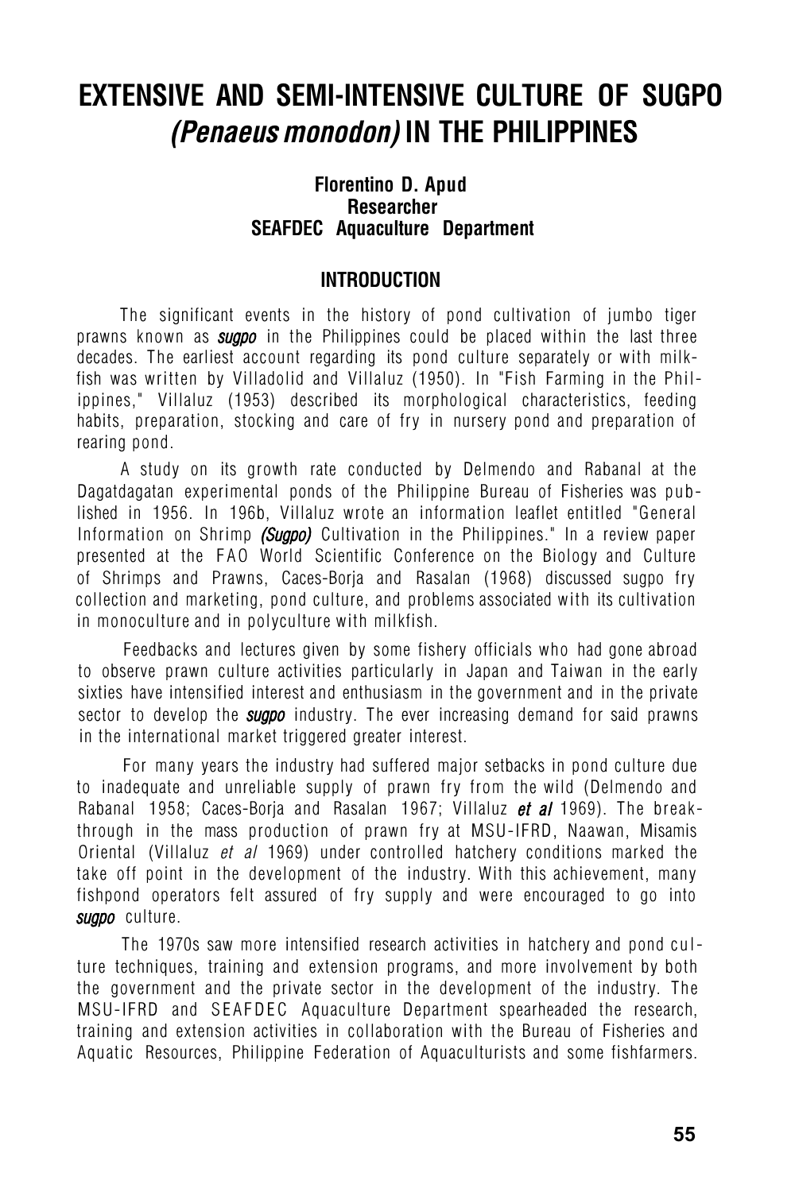# EXTENSIVE AND SEMI-INTENSIVE CULTURE OF SUGPO *(Penaeus monodon)* IN THE PHILIPPINES

**Florentino D. Apud**
**Researcher**
**SEAFDEC Aquaculture Department**

## INTRODUCTION

The significant events in the history of pond cultivation of jumbo tiger prawns known as ***sugpo*** in the Philippines could be placed within the last three decades. The earliest account regarding its pond culture separately or with milkfish was written by Villadolid and Villaluz (1950). In "Fish Farming in the Philippines," Villaluz (1953) described its morphological characteristics, feeding habits, preparation, stocking and care of fry in nursery pond and preparation of rearing pond.

A study on its growth rate conducted by Delmendo and Rabanal at the Dagatdagatan experimental ponds of the Philippine Bureau of Fisheries was published in 1956. In 196b, Villaluz wrote an information leaflet entitled "General Information on Shrimp ***(Sugpo)*** Cultivation in the Philippines." In a review paper presented at the FAO World Scientific Conference on the Biology and Culture of Shrimps and Prawns, Caces-Borja and Rasalan (1968) discussed sugpo fry collection and marketing, pond culture, and problems associated with its cultivation in monoculture and in polyculture with milkfish.

Feedbacks and lectures given by some fishery officials who had gone abroad to observe prawn culture activities particularly in Japan and Taiwan in the early sixties have intensified interest and enthusiasm in the government and in the private sector to develop the ***sugpo*** industry. The ever increasing demand for said prawns in the international market triggered greater interest.

For many years the industry had suffered major setbacks in pond culture due to inadequate and unreliable supply of prawn fry from the wild (Delmendo and Rabanal 1958; Caces-Borja and Rasalan 1967; Villaluz ***et al*** 1969). The breakthrough in the mass production of prawn fry at MSU-IFRD, Naawan, Misamis Oriental (Villaluz *et al* 1969) under controlled hatchery conditions marked the take off point in the development of the industry. With this achievement, many fishpond operators felt assured of fry supply and were encouraged to go into ***sugpo*** culture.

The 1970s saw more intensified research activities in hatchery and pond culture techniques, training and extension programs, and more involvement by both the government and the private sector in the development of the industry. The MSU-IFRD and SEAFDEC Aquaculture Department spearheaded the research, training and extension activities in collaboration with the Bureau of Fisheries and Aquatic Resources, Philippine Federation of Aquaculturists and some fishfarmers.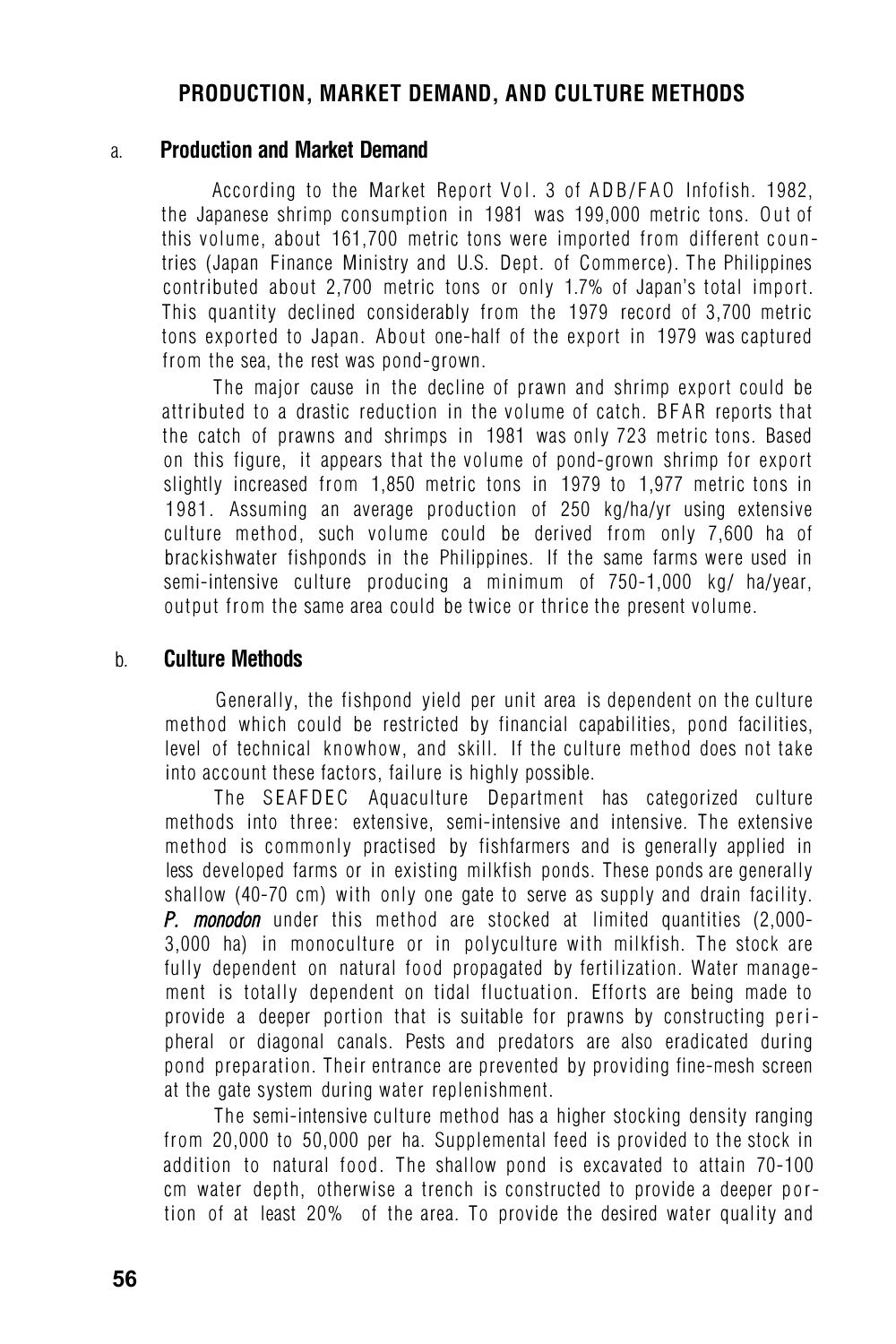## PRODUCTION, MARKET DEMAND, AND CULTURE METHODS

### a. Production and Market Demand

According to the Market Report Vol. 3 of ADB/FAO Infofish. 1982, the Japanese shrimp consumption in 1981 was 199,000 metric tons. Out of this volume, about 161,700 metric tons were imported from different countries (Japan Finance Ministry and U.S. Dept. of Commerce). The Philippines contributed about 2,700 metric tons or only 1.7% of Japan's total import. This quantity declined considerably from the 1979 record of 3,700 metric tons exported to Japan. About one-half of the export in 1979 was captured from the sea, the rest was pond-grown.

The major cause in the decline of prawn and shrimp export could be attributed to a drastic reduction in the volume of catch. BFAR reports that the catch of prawns and shrimps in 1981 was only 723 metric tons. Based on this figure, it appears that the volume of pond-grown shrimp for export slightly increased from 1,850 metric tons in 1979 to 1,977 metric tons in 1981. Assuming an average production of 250 kg/ha/yr using extensive culture method, such volume could be derived from only 7,600 ha of brackishwater fishponds in the Philippines. If the same farms were used in semi-intensive culture producing a minimum of 750-1,000 kg/ ha/year, output from the same area could be twice or thrice the present volume.

### b. Culture Methods

Generally, the fishpond yield per unit area is dependent on the culture method which could be restricted by financial capabilities, pond facilities, level of technical knowhow, and skill. If the culture method does not take into account these factors, failure is highly possible.

The SEAFDEC Aquaculture Department has categorized culture methods into three: extensive, semi-intensive and intensive. The extensive method is commonly practised by fishfarmers and is generally applied in less developed farms or in existing milkfish ponds. These ponds are generally shallow (40-70 cm) with only one gate to serve as supply and drain facility. ***P. monodon*** under this method are stocked at limited quantities (2,000-3,000 ha) in monoculture or in polyculture with milkfish. The stock are fully dependent on natural food propagated by fertilization. Water management is totally dependent on tidal fluctuation. Efforts are being made to provide a deeper portion that is suitable for prawns by constructing peripheral or diagonal canals. Pests and predators are also eradicated during pond preparation. Their entrance are prevented by providing fine-mesh screen at the gate system during water replenishment.

The semi-intensive culture method has a higher stocking density ranging from 20,000 to 50,000 per ha. Supplemental feed is provided to the stock in addition to natural food. The shallow pond is excavated to attain 70-100 cm water depth, otherwise a trench is constructed to provide a deeper portion of at least 20% of the area. To provide the desired water quality and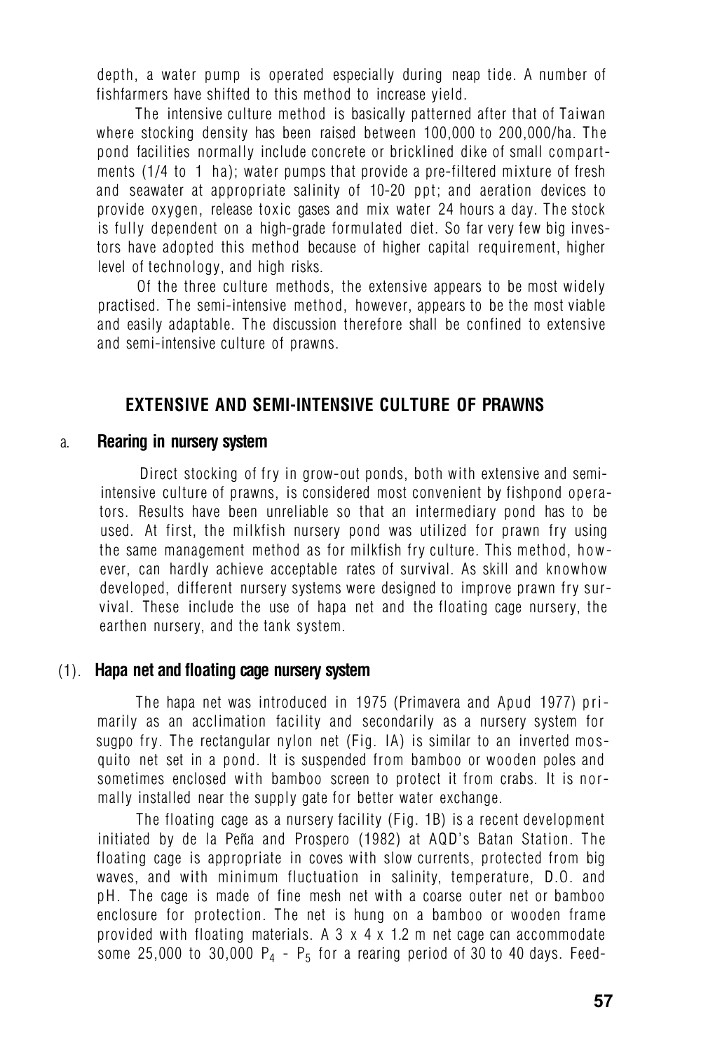depth, a water pump is operated especially during neap tide. A number of fishfarmers have shifted to this method to increase yield.

The intensive culture method is basically patterned after that of Taiwan where stocking density has been raised between 100,000 to 200,000/ha. The pond facilities normally include concrete or bricklined dike of small compartments (1/4 to 1 ha); water pumps that provide a pre-filtered mixture of fresh and seawater at appropriate salinity of 10-20 ppt; and aeration devices to provide oxygen, release toxic gases and mix water 24 hours a day. The stock is fully dependent on a high-grade formulated diet. So far very few big investors have adopted this method because of higher capital requirement, higher level of technology, and high risks.

Of the three culture methods, the extensive appears to be most widely practised. The semi-intensive method, however, appears to be the most viable and easily adaptable. The discussion therefore shall be confined to extensive and semi-intensive culture of prawns.

## EXTENSIVE AND SEMI-INTENSIVE CULTURE OF PRAWNS

### a. Rearing in nursery system

Direct stocking of fry in grow-out ponds, both with extensive and semi-intensive culture of prawns, is considered most convenient by fishpond operators. Results have been unreliable so that an intermediary pond has to be used. At first, the milkfish nursery pond was utilized for prawn fry using the same management method as for milkfish fry culture. This method, however, can hardly achieve acceptable rates of survival. As skill and knowhow developed, different nursery systems were designed to improve prawn fry survival. These include the use of hapa net and the floating cage nursery, the earthen nursery, and the tank system.

#### (1). Hapa net and floating cage nursery system

The hapa net was introduced in 1975 (Primavera and Apud 1977) primarily as an acclimation facility and secondarily as a nursery system for sugpo fry. The rectangular nylon net (Fig. IA) is similar to an inverted mosquito net set in a pond. It is suspended from bamboo or wooden poles and sometimes enclosed with bamboo screen to protect it from crabs. It is normally installed near the supply gate for better water exchange.

The floating cage as a nursery facility (Fig. 1B) is a recent development initiated by de la Peña and Prospero (1982) at AQD's Batan Station. The floating cage is appropriate in coves with slow currents, protected from big waves, and with minimum fluctuation in salinity, temperature, D.O. and pH. The cage is made of fine mesh net with a coarse outer net or bamboo enclosure for protection. The net is hung on a bamboo or wooden frame provided with floating materials. A 3 x 4 x 1.2 m net cage can accommodate some 25,000 to 30,000 $P_4$ - $P_5$ for a rearing period of 30 to 40 days. Feed-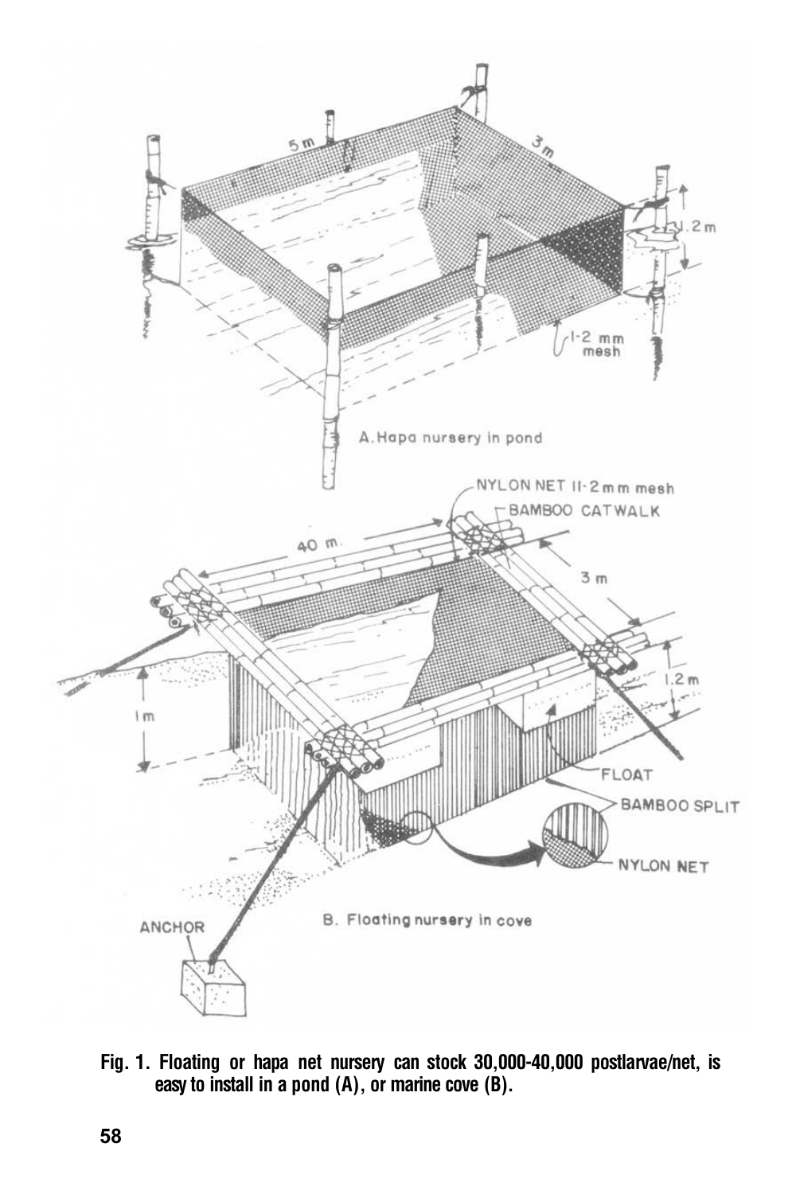A. Hapa nursery in pond

B. Floating nursery in cove

**Fig. 1. Floating or hapa net nursery can stock 30,000-40,000 postlarvae/net, is easy to install in a pond (A), or marine cove (B).**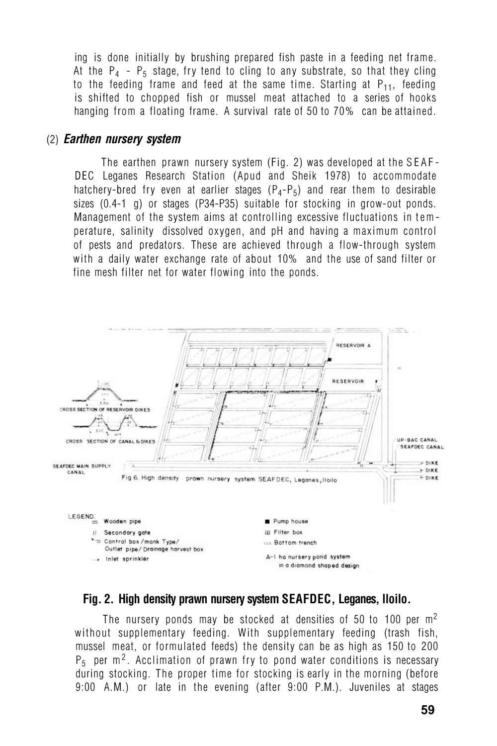ing is done initially by brushing prepared fish paste in a feeding net frame. At the $P_4$ - $P_5$ stage, fry tend to cling to any substrate, so that they cling to the feeding frame and feed at the same time. Starting at $P_{11}$, feeding is shifted to chopped fish or mussel meat attached to a series of hooks hanging from a floating frame. A survival rate of 50 to 70% can be attained.

### (2) *Earthen nursery system*

The earthen prawn nursery system (Fig. 2) was developed at the SEAFDEC Leganes Research Station (Apud and Sheik 1978) to accommodate hatchery-bred fry even at earlier stages ($P_4$-$P_5$) and rear them to desirable sizes (0.4-1 g) or stages (P34-P35) suitable for stocking in grow-out ponds. Management of the system aims at controlling excessive fluctuations in temperature, salinity dissolved oxygen, and pH and having a maximum control of pests and predators. These are achieved through a flow-through system with a daily water exchange rate of about 10% and the use of sand filter or fine mesh filter net for water flowing into the ponds.

**Fig. 2. High density prawn nursery system SEAFDEC, Leganes, Iloilo.**

The nursery ponds may be stocked at densities of 50 to 100 per $m^2$ without supplementary feeding. With supplementary feeding (trash fish, mussel meat, or formulated feeds) the density can be as high as 150 to 200 $P_5$ per $m^2$. Acclimation of prawn fry to pond water conditions is necessary during stocking. The proper time for stocking is early in the morning (before 9:00 A.M.) or late in the evening (after 9:00 P.M.). Juveniles at stages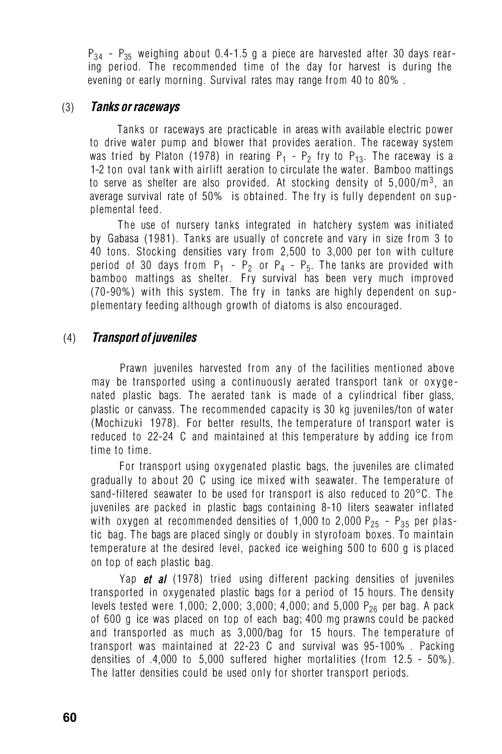$P_{34}$ - $P_{35}$ weighing about 0.4-1.5 g a piece are harvested after 30 days rearing period. The recommended time of the day for harvest is during the evening or early morning. Survival rates may range from 40 to 80% .

### (3) *Tanks or raceways*

Tanks or raceways are practicable in areas with available electric power to drive water pump and blower that provides aeration. The raceway system was tried by Platon (1978) in rearing $P_1$ - $P_2$ fry to $P_{13}$. The raceway is a 1-2 ton oval tank with airlift aeration to circulate the water. Bamboo mattings to serve as shelter are also provided. At stocking density of 5,000/$m^3$, an average survival rate of 50% is obtained. The fry is fully dependent on supplemental feed.

The use of nursery tanks integrated in hatchery system was initiated by Gabasa (1981). Tanks are usually of concrete and vary in size from 3 to 40 tons. Stocking densities vary from 2,500 to 3,000 per ton with culture period of 30 days from $P_1$ - $P_2$ or $P_4$ - $P_5$. The tanks are provided with bamboo mattings as shelter. Fry survival has been very much improved (70-90%) with this system. The fry in tanks are highly dependent on supplementary feeding although growth of diatoms is also encouraged.

### (4) *Transport of juveniles*

Prawn juveniles harvested from any of the facilities mentioned above may be transported using a continuously aerated transport tank or oxygenated plastic bags. The aerated tank is made of a cylindrical fiber glass, plastic or canvass. The recommended capacity is 30 kg juveniles/ton of water (Mochizuki 1978). For better results, the temperature of transport water is reduced to 22-24 C and maintained at this temperature by adding ice from time to time.

For transport using oxygenated plastic bags, the juveniles are climated gradually to about 20 C using ice mixed with seawater. The temperature of sand-filtered seawater to be used for transport is also reduced to 20°C. The juveniles are packed in plastic bags containing 8-10 liters seawater inflated with oxygen at recommended densities of 1,000 to 2,000 $P_{25}$ - $P_{35}$ per plastic bag. The bags are placed singly or doubly in styrofoam boxes. To maintain temperature at the desired level, packed ice weighing 500 to 600 g is placed on top of each plastic bag.

Yap *et al* (1978) tried using different packing densities of juveniles transported in oxygenated plastic bags for a period of 15 hours. The density levels tested were 1,000; 2,000; 3,000; 4,000; and 5,000 $P_{26}$ per bag. A pack of 600 g ice was placed on top of each bag; 400 mg prawns could be packed and transported as much as 3,000/bag for 15 hours. The temperature of transport was maintained at 22-23 C and survival was 95-100% . Packing densities of .4,000 to 5,000 suffered higher mortalities (from 12.5 - 50%). The latter densities could be used only for shorter transport periods.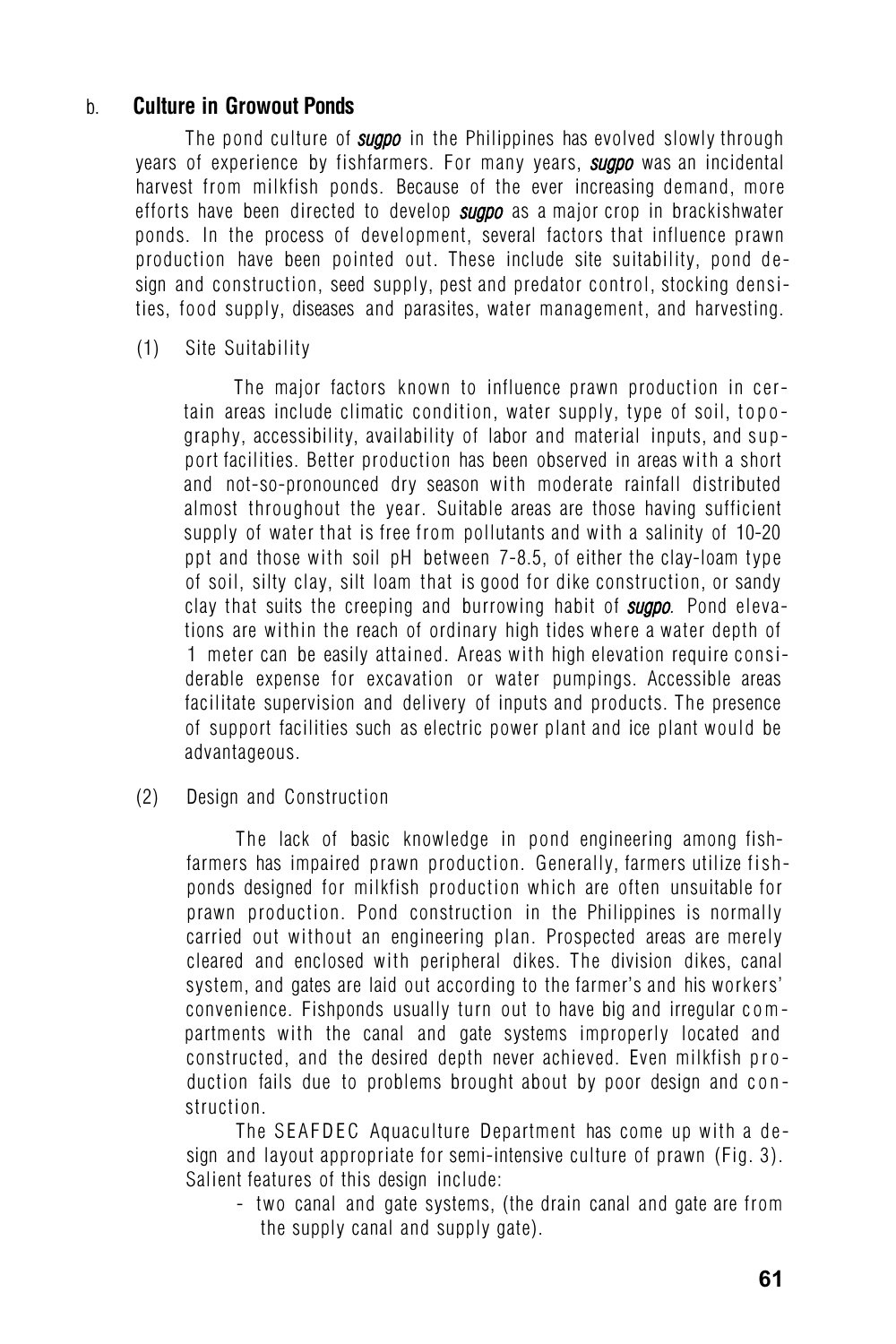### b. Culture in Growout Ponds

The pond culture of ***sugpo*** in the Philippines has evolved slowly through years of experience by fishfarmers. For many years, ***sugpo*** was an incidental harvest from milkfish ponds. Because of the ever increasing demand, more efforts have been directed to develop ***sugpo*** as a major crop in brackishwater ponds. In the process of development, several factors that influence prawn production have been pointed out. These include site suitability, pond design and construction, seed supply, pest and predator control, stocking densities, food supply, diseases and parasites, water management, and harvesting.

#### (1) Site Suitability

The major factors known to influence prawn production in certain areas include climatic condition, water supply, type of soil, topography, accessibility, availability of labor and material inputs, and support facilities. Better production has been observed in areas with a short and not-so-pronounced dry season with moderate rainfall distributed almost throughout the year. Suitable areas are those having sufficient supply of water that is free from pollutants and with a salinity of 10-20 ppt and those with soil pH between 7-8.5, of either the clay-loam type of soil, silty clay, silt loam that is good for dike construction, or sandy clay that suits the creeping and burrowing habit of ***sugpo***. Pond elevations are within the reach of ordinary high tides where a water depth of 1 meter can be easily attained. Areas with high elevation require considerable expense for excavation or water pumpings. Accessible areas facilitate supervision and delivery of inputs and products. The presence of support facilities such as electric power plant and ice plant would be advantageous.

#### (2) Design and Construction

The lack of basic knowledge in pond engineering among fishfarmers has impaired prawn production. Generally, farmers utilize fishponds designed for milkfish production which are often unsuitable for prawn production. Pond construction in the Philippines is normally carried out without an engineering plan. Prospected areas are merely cleared and enclosed with peripheral dikes. The division dikes, canal system, and gates are laid out according to the farmer's and his workers' convenience. Fishponds usually turn out to have big and irregular compartments with the canal and gate systems improperly located and constructed, and the desired depth never achieved. Even milkfish production fails due to problems brought about by poor design and construction.

The SEAFDEC Aquaculture Department has come up with a design and layout appropriate for semi-intensive culture of prawn (Fig. 3). Salient features of this design include:

- two canal and gate systems, (the drain canal and gate are from the supply canal and supply gate).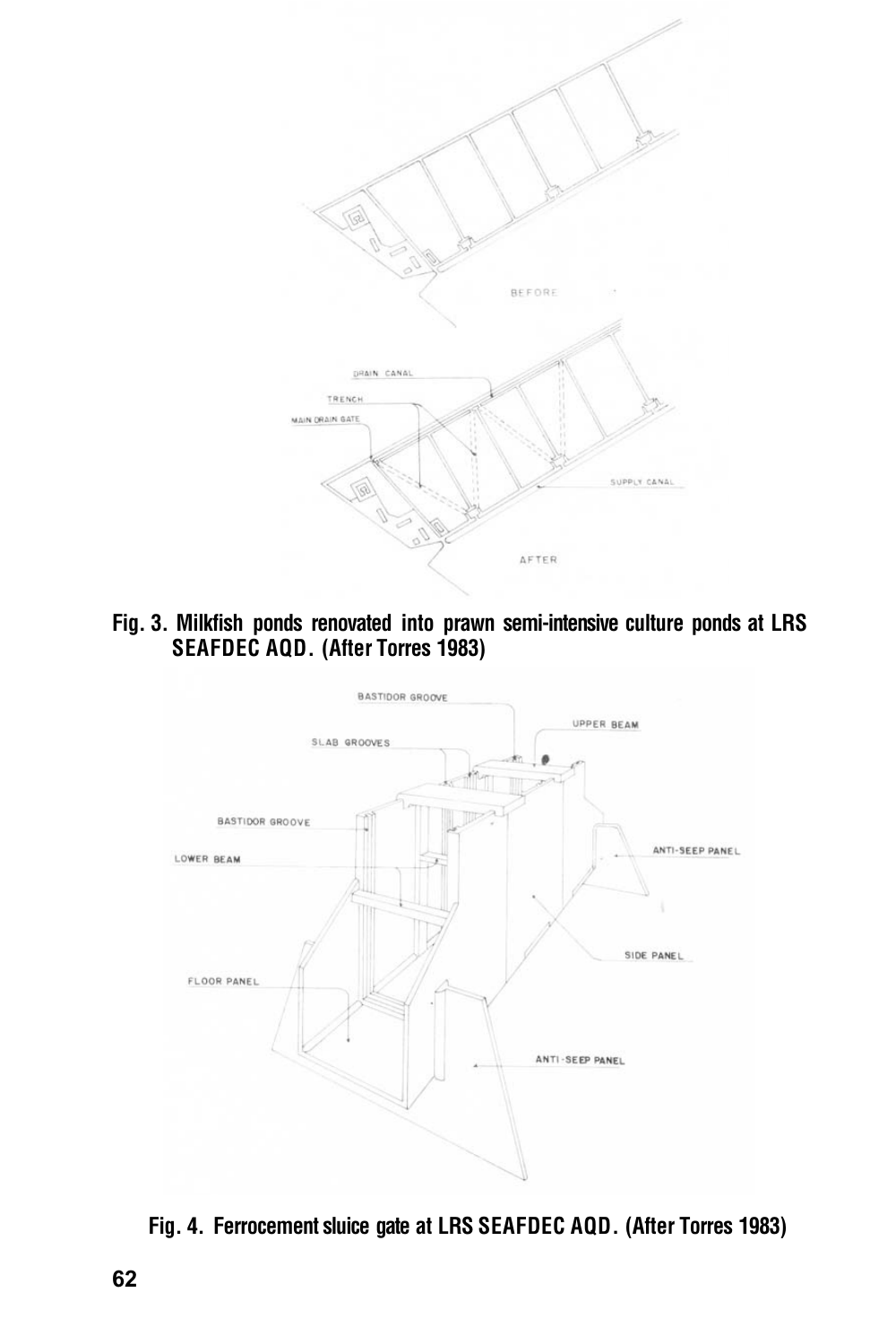Fig. 3. Milkfish ponds renovated into prawn semi-intensive culture ponds at LRS SEAFDEC AQD. (After Torres 1983)

Fig. 4. Ferrocement sluice gate at LRS SEAFDEC AQD. (After Torres 1983)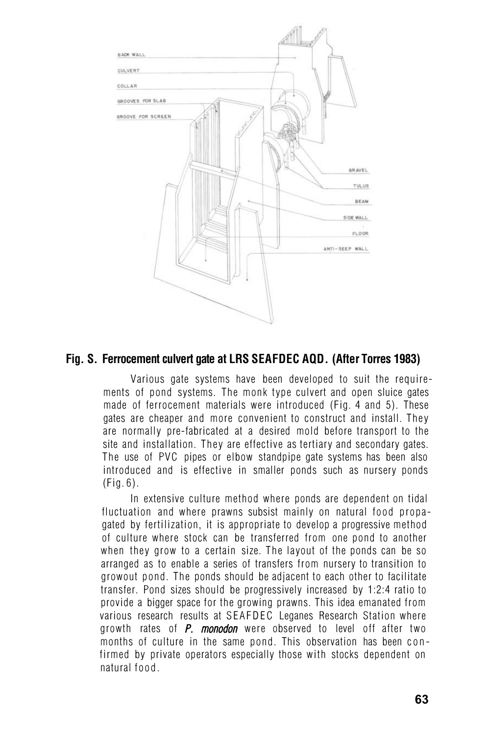BACK WALL

CULVERT

COLLAR

GROOVES FOR SLAB

GROOVE FOR SCREEN

GRAVEL

TULUS

BEAM

SIDE WALL

FLOOR

ANTI-SEEP WALL

**Fig. S. Ferrocement culvert gate at LRS SEAFDEC AQD. (After Torres 1983)**

Various gate systems have been developed to suit the requirements of pond systems. The monk type culvert and open sluice gates made of ferrocement materials were introduced (Fig. 4 and 5). These gates are cheaper and more convenient to construct and install. They are normally pre-fabricated at a desired mold before transport to the site and installation. They are effective as tertiary and secondary gates. The use of PVC pipes or elbow standpipe gate systems has been also introduced and is effective in smaller ponds such as nursery ponds (Fig. 6).

In extensive culture method where ponds are dependent on tidal fluctuation and where prawns subsist mainly on natural food propagated by fertilization, it is appropriate to develop a progressive method of culture where stock can be transferred from one pond to another when they grow to a certain size. The layout of the ponds can be so arranged as to enable a series of transfers from nursery to transition to growout pond. The ponds should be adjacent to each other to facilitate transfer. Pond sizes should be progressively increased by 1:2:4 ratio to provide a bigger space for the growing prawns. This idea emanated from various research results at SEAFDEC Leganes Research Station where growth rates of ***P. monodon*** were observed to level off after two months of culture in the same pond. This observation has been confirmed by private operators especially those with stocks dependent on natural food.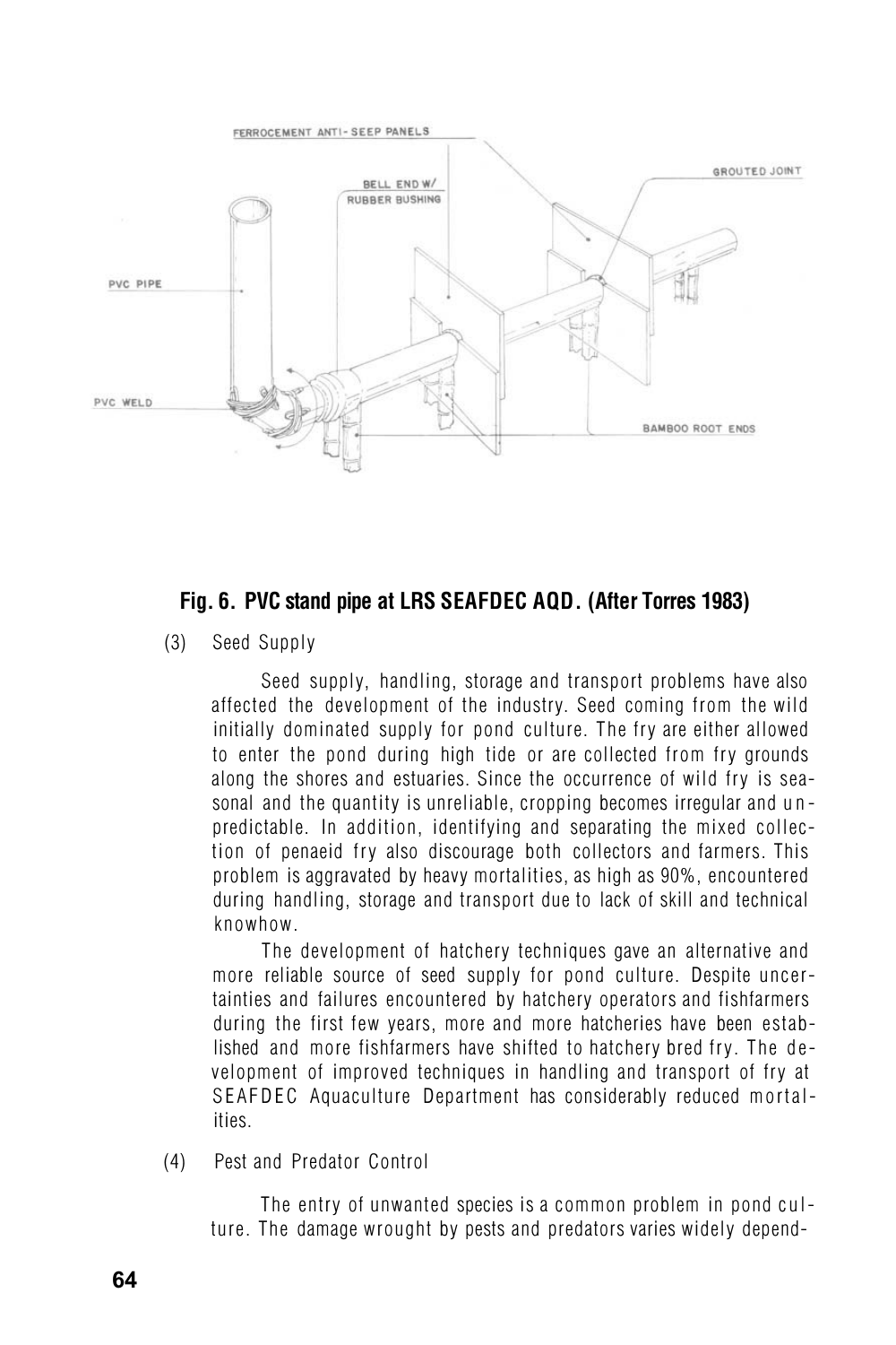**Fig. 6. PVC stand pipe at LRS SEAFDEC AQD. (After Torres 1983)**

(3) Seed Supply

Seed supply, handling, storage and transport problems have also affected the development of the industry. Seed coming from the wild initially dominated supply for pond culture. The fry are either allowed to enter the pond during high tide or are collected from fry grounds along the shores and estuaries. Since the occurrence of wild fry is seasonal and the quantity is unreliable, cropping becomes irregular and unpredictable. In addition, identifying and separating the mixed collection of penaeid fry also discourage both collectors and farmers. This problem is aggravated by heavy mortalities, as high as 90%, encountered during handling, storage and transport due to lack of skill and technical knowhow.

The development of hatchery techniques gave an alternative and more reliable source of seed supply for pond culture. Despite uncertainties and failures encountered by hatchery operators and fishfarmers during the first few years, more and more hatcheries have been established and more fishfarmers have shifted to hatchery bred fry. The development of improved techniques in handling and transport of fry at SEAFDEC Aquaculture Department has considerably reduced mortalities.

(4) Pest and Predator Control

The entry of unwanted species is a common problem in pond culture. The damage wrought by pests and predators varies widely depend-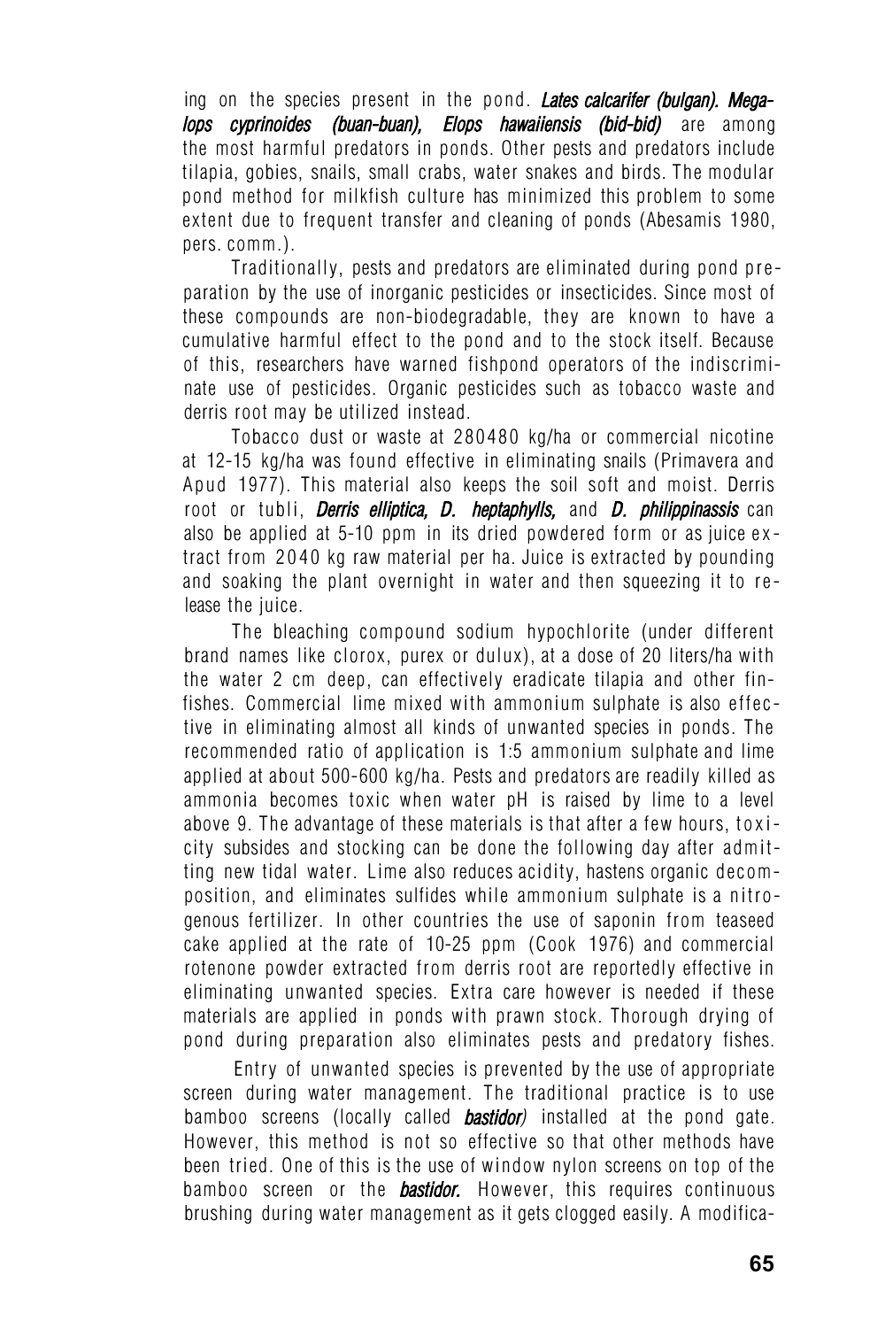ing on the species present in the pond. ***Lates calcarifer* (bulgan). *Megalops cyprinoides* (buan-buan), *Elops hawaiiensis* (bid-bid)** are among the most harmful predators in ponds. Other pests and predators include tilapia, gobies, snails, small crabs, water snakes and birds. The modular pond method for milkfish culture has minimized this problem to some extent due to frequent transfer and cleaning of ponds (Abesamis 1980, pers. comm.).

Traditionally, pests and predators are eliminated during pond preparation by the use of inorganic pesticides or insecticides. Since most of these compounds are non-biodegradable, they are known to have a cumulative harmful effect to the pond and to the stock itself. Because of this, researchers have warned fishpond operators of the indiscriminate use of pesticides. Organic pesticides such as tobacco waste and derris root may be utilized instead.

Tobacco dust or waste at 280480 kg/ha or commercial nicotine at 12-15 kg/ha was found effective in eliminating snails (Primavera and Apud 1977). This material also keeps the soil soft and moist. Derris root or tubli, ***Derris elliptica, D. heptaphylls,*** and ***D. philippinassis*** can also be applied at 5-10 ppm in its dried powdered form or as juice extract from 2040 kg raw material per ha. Juice is extracted by pounding and soaking the plant overnight in water and then squeezing it to release the juice.

The bleaching compound sodium hypochlorite (under different brand names like clorox, purex or dulux), at a dose of 20 liters/ha with the water 2 cm deep, can effectively eradicate tilapia and other finfishes. Commercial lime mixed with ammonium sulphate is also effective in eliminating almost all kinds of unwanted species in ponds. The recommended ratio of application is 1:5 ammonium sulphate and lime applied at about 500-600 kg/ha. Pests and predators are readily killed as ammonia becomes toxic when water pH is raised by lime to a level above 9. The advantage of these materials is that after a few hours, toxicity subsides and stocking can be done the following day after admitting new tidal water. Lime also reduces acidity, hastens organic decomposition, and eliminates sulfides while ammonium sulphate is a nitrogenous fertilizer. In other countries the use of saponin from teaseed cake applied at the rate of 10-25 ppm (Cook 1976) and commercial rotenone powder extracted from derris root are reportedly effective in eliminating unwanted species. Extra care however is needed if these materials are applied in ponds with prawn stock. Thorough drying of pond during preparation also eliminates pests and predatory fishes.

Entry of unwanted species is prevented by the use of appropriate screen during water management. The traditional practice is to use bamboo screens (locally called ***bastidor***) installed at the pond gate. However, this method is not so effective so that other methods have been tried. One of this is the use of window nylon screens on top of the bamboo screen or the ***bastidor.*** However, this requires continuous brushing during water management as it gets clogged easily. A modifica-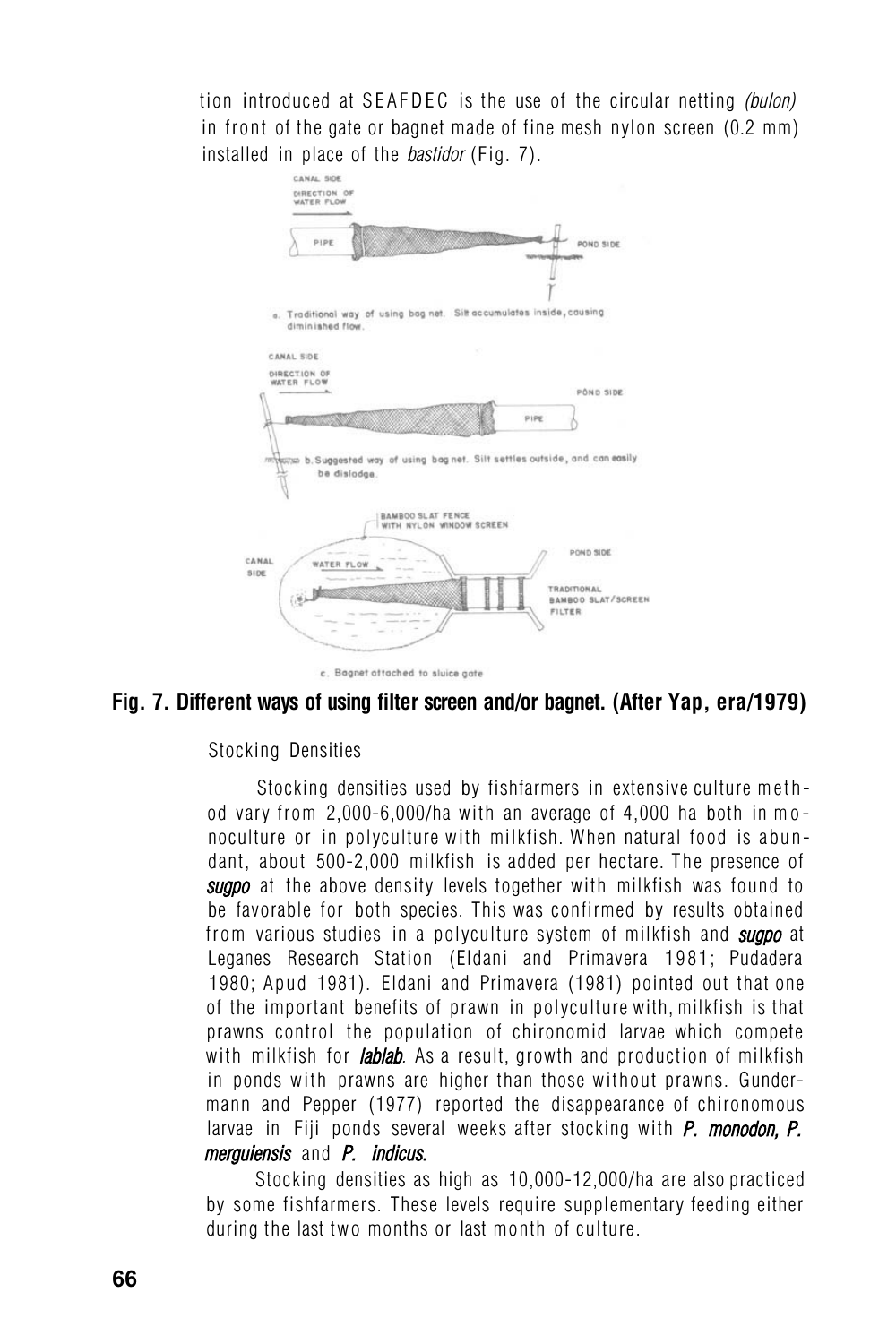tion introduced at SEAFDEC is the use of the circular netting *(bulon)* in front of the gate or bagnet made of fine mesh nylon screen (0.2 mm) installed in place of the *bastidor* (Fig. 7).

**Fig. 7. Different ways of using filter screen and/or bagnet. (After Yap, era/1979)**

Stocking Densities

Stocking densities used by fishfarmers in extensive culture method vary from 2,000-6,000/ha with an average of 4,000 ha both in monoculture or in polyculture with milkfish. When natural food is abundant, about 500-2,000 milkfish is added per hectare. The presence of ***sugpo*** at the above density levels together with milkfish was found to be favorable for both species. This was confirmed by results obtained from various studies in a polyculture system of milkfish and ***sugpo*** at Leganes Research Station (Eldani and Primavera 1981; Pudadera 1980; Apud 1981). Eldani and Primavera (1981) pointed out that one of the important benefits of prawn in polyculture with, milkfish is that prawns control the population of chironomid larvae which compete with milkfish for ***lablab***. As a result, growth and production of milkfish in ponds with prawns are higher than those without prawns. Gundermann and Pepper (1977) reported the disappearance of chironomous larvae in Fiji ponds several weeks after stocking with ***P. monodon, P. merguiensis*** and ***P. indicus.***

Stocking densities as high as 10,000-12,000/ha are also practiced by some fishfarmers. These levels require supplementary feeding either during the last two months or last month of culture.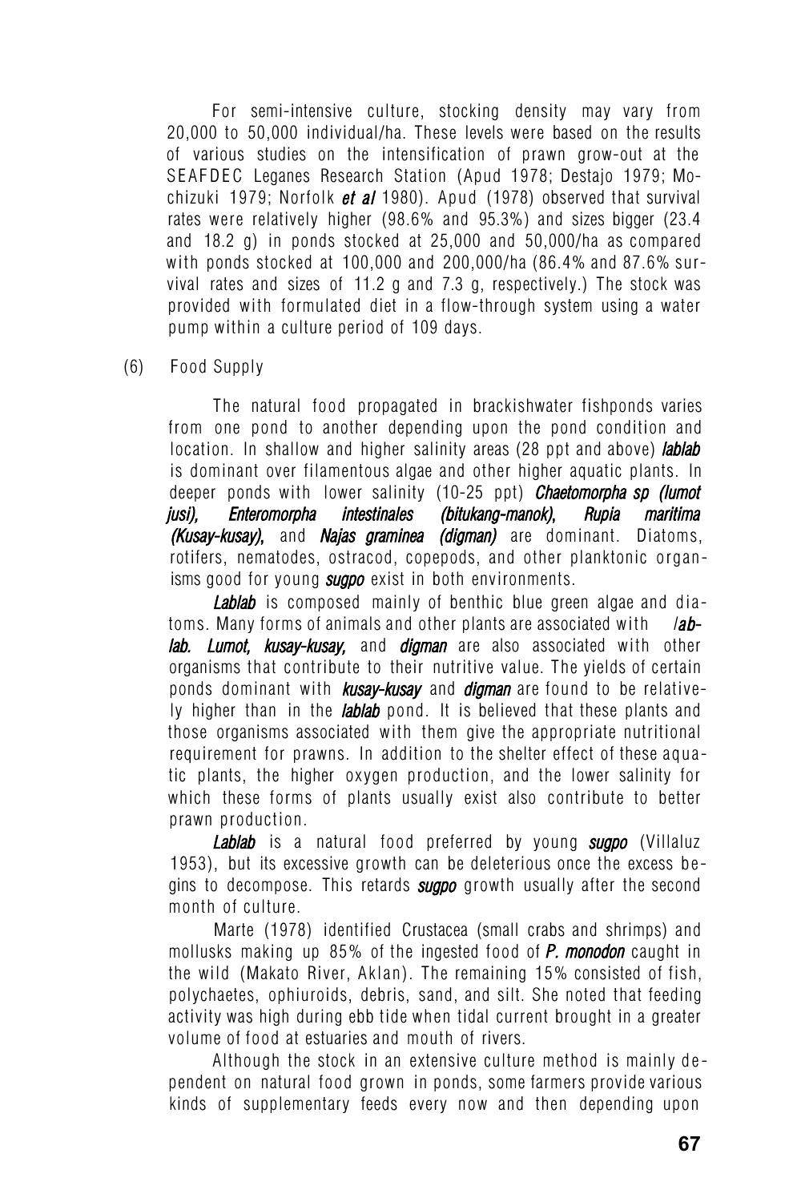For semi-intensive culture, stocking density may vary from 20,000 to 50,000 individual/ha. These levels were based on the results of various studies on the intensification of prawn grow-out at the SEAFDEC Leganes Research Station (Apud 1978; Destajo 1979; Mochizuki 1979; Norfolk *et al* 1980). Apud (1978) observed that survival rates were relatively higher (98.6% and 95.3%) and sizes bigger (23.4 and 18.2 g) in ponds stocked at 25,000 and 50,000/ha as compared with ponds stocked at 100,000 and 200,000/ha (86.4% and 87.6% survival rates and sizes of 11.2 g and 7.3 g, respectively.) The stock was provided with formulated diet in a flow-through system using a water pump within a culture period of 109 days.

(6) Food Supply

The natural food propagated in brackishwater fishponds varies from one pond to another depending upon the pond condition and location. In shallow and higher salinity areas (28 ppt and above) ***lablab*** is dominant over filamentous algae and other higher aquatic plants. In deeper ponds with lower salinity (10-25 ppt) ***Chaetomorpha sp (lumot jusi), Enteromorpha intestinales (bitukang-manok), Rupia maritima (Kusay-kusay),*** and ***Najas graminea (digman)*** are dominant. Diatoms, rotifers, nematodes, ostracod, copepods, and other planktonic organisms good for young ***sugpo*** exist in both environments.

***Lablab*** is composed mainly of benthic blue green algae and diatoms. Many forms of animals and other plants are associated with ***lablab. Lumot, kusay-kusay,*** and ***digman*** are also associated with other organisms that contribute to their nutritive value. The yields of certain ponds dominant with ***kusay-kusay*** and ***digman*** are found to be relatively higher than in the ***lablab*** pond. It is believed that these plants and those organisms associated with them give the appropriate nutritional requirement for prawns. In addition to the shelter effect of these aquatic plants, the higher oxygen production, and the lower salinity for which these forms of plants usually exist also contribute to better prawn production.

***Lablab*** is a natural food preferred by young ***sugpo*** (Villaluz 1953), but its excessive growth can be deleterious once the excess begins to decompose. This retards ***sugpo*** growth usually after the second month of culture.

Marte (1978) identified Crustacea (small crabs and shrimps) and mollusks making up 85% of the ingested food of ***P. monodon*** caught in the wild (Makato River, Aklan). The remaining 15% consisted of fish, polychaetes, ophiuroids, debris, sand, and silt. She noted that feeding activity was high during ebb tide when tidal current brought in a greater volume of food at estuaries and mouth of rivers.

Although the stock in an extensive culture method is mainly dependent on natural food grown in ponds, some farmers provide various kinds of supplementary feeds every now and then depending upon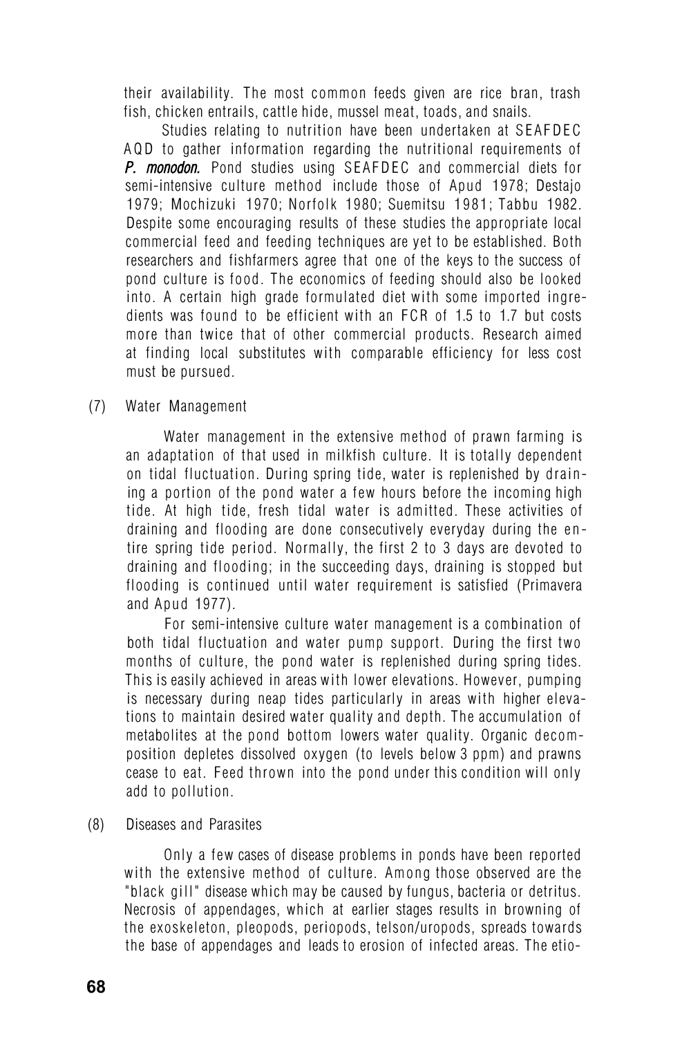their availability. The most common feeds given are rice bran, trash fish, chicken entrails, cattle hide, mussel meat, toads, and snails.

Studies relating to nutrition have been undertaken at SEAFDEC AQD to gather information regarding the nutritional requirements of *P. monodon.* Pond studies using SEAFDEC and commercial diets for semi-intensive culture method include those of Apud 1978; Destajo 1979; Mochizuki 1970; Norfolk 1980; Suemitsu 1981; Tabbu 1982. Despite some encouraging results of these studies the appropriate local commercial feed and feeding techniques are yet to be established. Both researchers and fishfarmers agree that one of the keys to the success of pond culture is food. The economics of feeding should also be looked into. A certain high grade formulated diet with some imported ingredients was found to be efficient with an FCR of 1.5 to 1.7 but costs more than twice that of other commercial products. Research aimed at finding local substitutes with comparable efficiency for less cost must be pursued.

(7) Water Management

Water management in the extensive method of prawn farming is an adaptation of that used in milkfish culture. It is totally dependent on tidal fluctuation. During spring tide, water is replenished by draining a portion of the pond water a few hours before the incoming high tide. At high tide, fresh tidal water is admitted. These activities of draining and flooding are done consecutively everyday during the entire spring tide period. Normally, the first 2 to 3 days are devoted to draining and flooding; in the succeeding days, draining is stopped but flooding is continued until water requirement is satisfied (Primavera and Apud 1977).

For semi-intensive culture water management is a combination of both tidal fluctuation and water pump support. During the first two months of culture, the pond water is replenished during spring tides. This is easily achieved in areas with lower elevations. However, pumping is necessary during neap tides particularly in areas with higher elevations to maintain desired water quality and depth. The accumulation of metabolites at the pond bottom lowers water quality. Organic decomposition depletes dissolved oxygen (to levels below 3 ppm) and prawns cease to eat. Feed thrown into the pond under this condition will only add to pollution.

(8) Diseases and Parasites

Only a few cases of disease problems in ponds have been reported with the extensive method of culture. Among those observed are the "black gill" disease which may be caused by fungus, bacteria or detritus. Necrosis of appendages, which at earlier stages results in browning of the exoskeleton, pleopods, periopods, telson/uropods, spreads towards the base of appendages and leads to erosion of infected areas. The etio-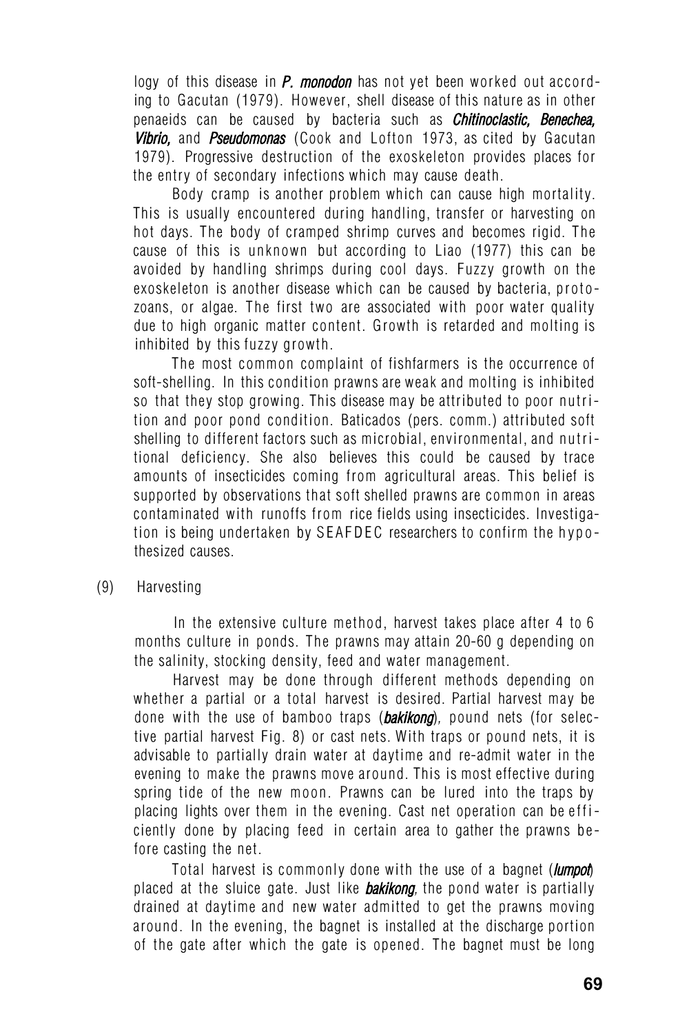logy of this disease in ***P. monodon*** has not yet been worked out according to Gacutan (1979). However, shell disease of this nature as in other penaeids can be caused by bacteria such as ***Chitinoclastic, Benechea, Vibrio,*** and ***Pseudomonas*** (Cook and Lofton 1973, as cited by Gacutan 1979). Progressive destruction of the exoskeleton provides places for the entry of secondary infections which may cause death.

Body cramp is another problem which can cause high mortality. This is usually encountered during handling, transfer or harvesting on hot days. The body of cramped shrimp curves and becomes rigid. The cause of this is unknown but according to Liao (1977) this can be avoided by handling shrimps during cool days. Fuzzy growth on the exoskeleton is another disease which can be caused by bacteria, protozoans, or algae. The first two are associated with poor water quality due to high organic matter content. Growth is retarded and molting is inhibited by this fuzzy growth.

The most common complaint of fishfarmers is the occurrence of soft-shelling. In this condition prawns are weak and molting is inhibited so that they stop growing. This disease may be attributed to poor nutrition and poor pond condition. Baticados (pers. comm.) attributed soft shelling to different factors such as microbial, environmental, and nutritional deficiency. She also believes this could be caused by trace amounts of insecticides coming from agricultural areas. This belief is supported by observations that soft shelled prawns are common in areas contaminated with runoffs from rice fields using insecticides. Investigation is being undertaken by SEAFDEC researchers to confirm the hypothesized causes.

(9) Harvesting

In the extensive culture method, harvest takes place after 4 to 6 months culture in ponds. The prawns may attain 20-60 g depending on the salinity, stocking density, feed and water management.

Harvest may be done through different methods depending on whether a partial or a total harvest is desired. Partial harvest may be done with the use of bamboo traps (***bakikong***), pound nets (for selective partial harvest Fig. 8) or cast nets. With traps or pound nets, it is advisable to partially drain water at daytime and re-admit water in the evening to make the prawns move around. This is most effective during spring tide of the new moon. Prawns can be lured into the traps by placing lights over them in the evening. Cast net operation can be efficiently done by placing feed in certain area to gather the prawns before casting the net.

Total harvest is commonly done with the use of a bagnet (***lumpot***) placed at the sluice gate. Just like ***bakikong,*** the pond water is partially drained at daytime and new water admitted to get the prawns moving around. In the evening, the bagnet is installed at the discharge portion of the gate after which the gate is opened. The bagnet must be long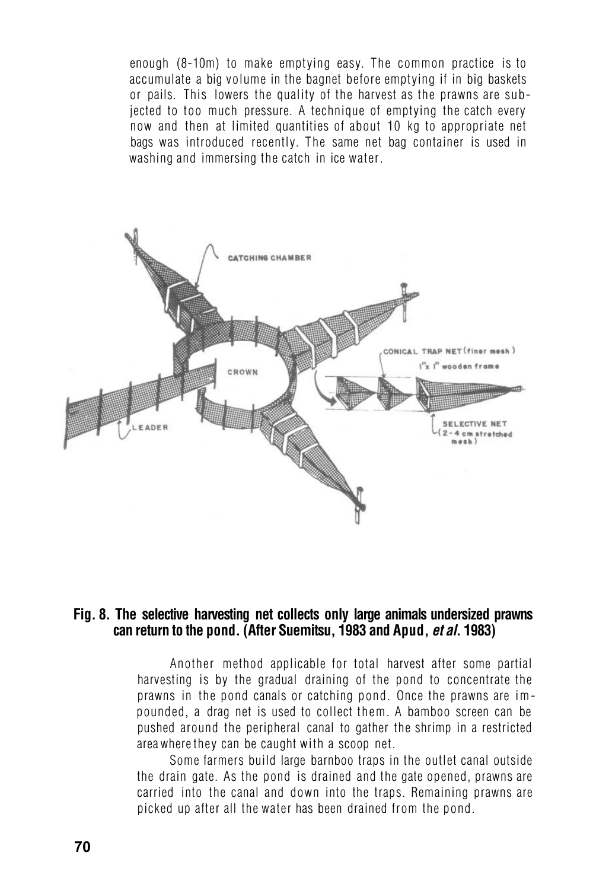enough (8-10m) to make emptying easy. The common practice is to accumulate a big volume in the bagnet before emptying if in big baskets or pails. This lowers the quality of the harvest as the prawns are subjected to too much pressure. A technique of emptying the catch every now and then at limited quantities of about 10 kg to appropriate net bags was introduced recently. The same net bag container is used in washing and immersing the catch in ice water.

**Fig. 8. The selective harvesting net collects only large animals undersized prawns can return to the pond. (After Suemitsu, 1983 and Apud, *et al*. 1983)**

Another method applicable for total harvest after some partial harvesting is by the gradual draining of the pond to concentrate the prawns in the pond canals or catching pond. Once the prawns are impounded, a drag net is used to collect them. A bamboo screen can be pushed around the peripheral canal to gather the shrimp in a restricted area where they can be caught with a scoop net.

Some farmers build large barnboo traps in the outlet canal outside the drain gate. As the pond is drained and the gate opened, prawns are carried into the canal and down into the traps. Remaining prawns are picked up after all the water has been drained from the pond.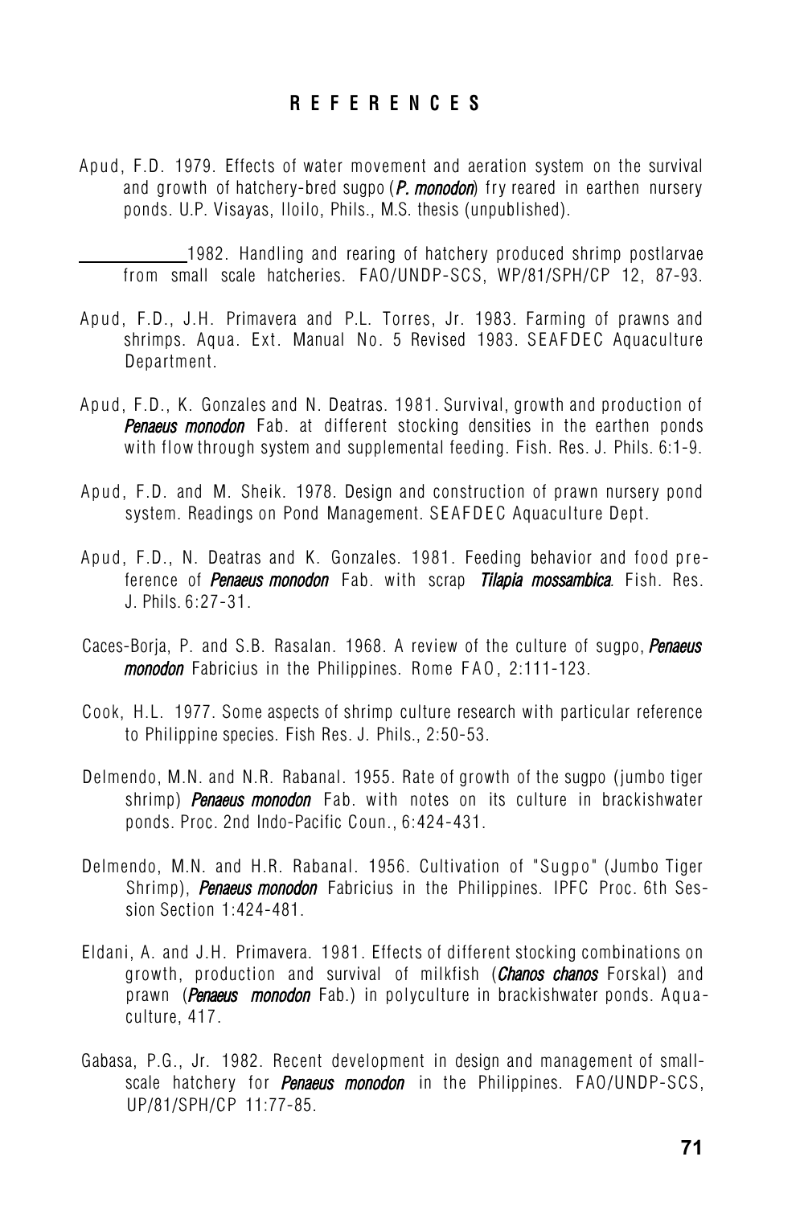# REFERENCES

Apud, F.D. 1979. Effects of water movement and aeration system on the survival and growth of hatchery-bred sugpo (*P. monodon*) fry reared in earthen nursery ponds. U.P. Visayas, Iloilo, Phils., M.S. thesis (unpublished).

\_\_\_\_\_\_\_\_\_\_\_\_ 1982. Handling and rearing of hatchery produced shrimp postlarvae from small scale hatcheries. FAO/UNDP-SCS, WP/81/SPH/CP 12, 87-93.

Apud, F.D., J.H. Primavera and P.L. Torres, Jr. 1983. Farming of prawns and shrimps. Aqua. Ext. Manual No. 5 Revised 1983. SEAFDEC Aquaculture Department.

Apud, F.D., K. Gonzales and N. Deatras. 1981. Survival, growth and production of *Penaeus monodon* Fab. at different stocking densities in the earthen ponds with flow through system and supplemental feeding. Fish. Res. J. Phils. 6:1-9.

Apud, F.D. and M. Sheik. 1978. Design and construction of prawn nursery pond system. Readings on Pond Management. SEAFDEC Aquaculture Dept.

Apud, F.D., N. Deatras and K. Gonzales. 1981. Feeding behavior and food preference of *Penaeus monodon* Fab. with scrap *Tilapia mossambica*. Fish. Res. J. Phils. 6:27-31.

Caces-Borja, P. and S.B. Rasalan. 1968. A review of the culture of sugpo, *Penaeus monodon* Fabricius in the Philippines. Rome FAO, 2:111-123.

Cook, H.L. 1977. Some aspects of shrimp culture research with particular reference to Philippine species. Fish Res. J. Phils., 2:50-53.

Delmendo, M.N. and N.R. Rabanal. 1955. Rate of growth of the sugpo (jumbo tiger shrimp) *Penaeus monodon* Fab. with notes on its culture in brackishwater ponds. Proc. 2nd Indo-Pacific Coun., 6:424-431.

Delmendo, M.N. and H.R. Rabanal. 1956. Cultivation of "Sugpo" (Jumbo Tiger Shrimp), *Penaeus monodon* Fabricius in the Philippines. IPFC Proc. 6th Session Section 1:424-481.

Eldani, A. and J.H. Primavera. 1981. Effects of different stocking combinations on growth, production and survival of milkfish (*Chanos chanos* Forskal) and prawn (*Penaeus monodon* Fab.) in polyculture in brackishwater ponds. Aquaculture, 417.

Gabasa, P.G., Jr. 1982. Recent development in design and management of small-scale hatchery for *Penaeus monodon* in the Philippines. FAO/UNDP-SCS, UP/81/SPH/CP 11:77-85.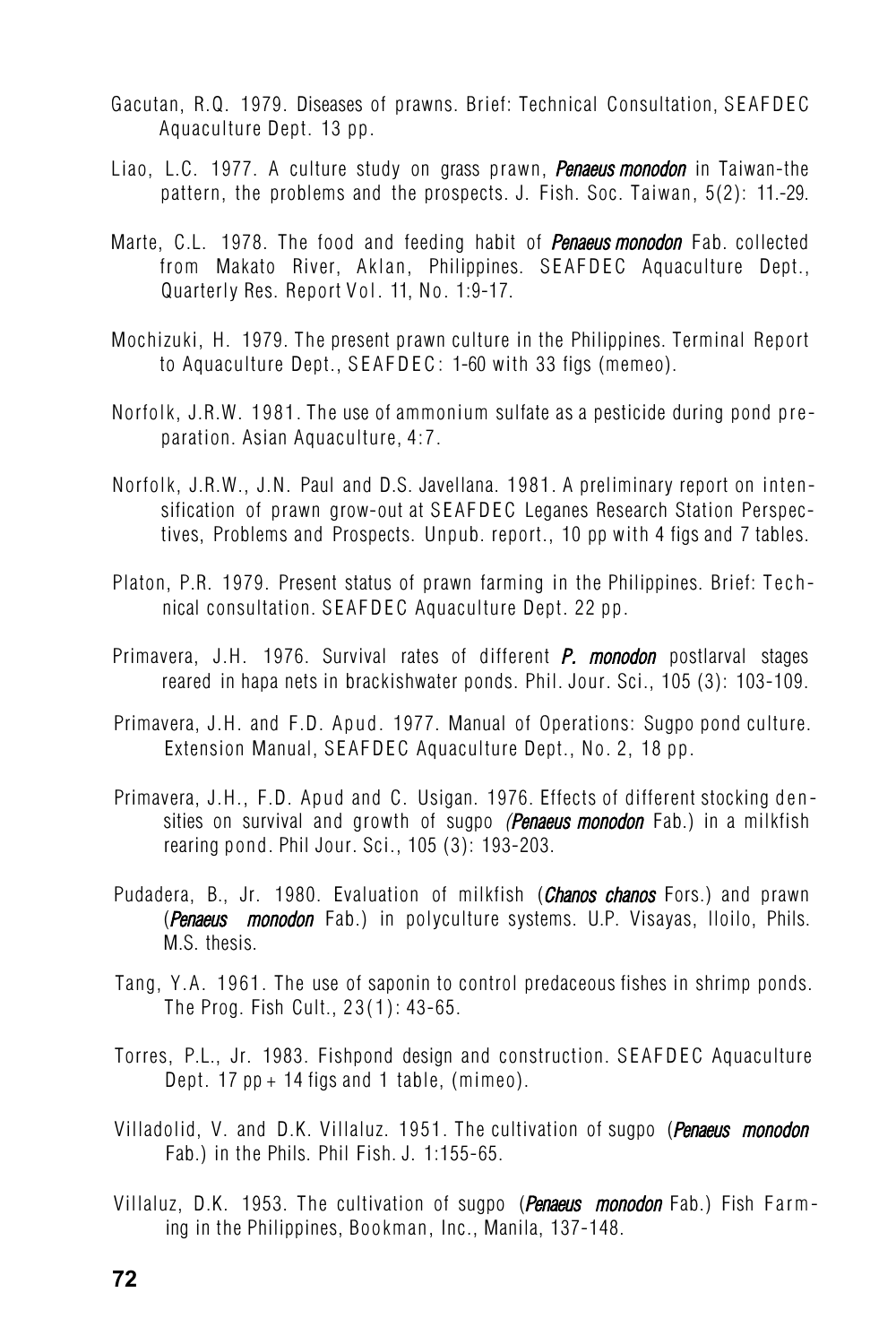Gacutan, R.Q. 1979. Diseases of prawns. Brief: Technical Consultation, SEAFDEC Aquaculture Dept. 13 pp.

Liao, L.C. 1977. A culture study on grass prawn, *Penaeus monodon* in Taiwan-the pattern, the problems and the prospects. J. Fish. Soc. Taiwan, 5(2): 11.-29.

Marte, C.L. 1978. The food and feeding habit of *Penaeus monodon* Fab. collected from Makato River, Aklan, Philippines. SEAFDEC Aquaculture Dept., Quarterly Res. Report Vol. 11, No. 1:9-17.

Mochizuki, H. 1979. The present prawn culture in the Philippines. Terminal Report to Aquaculture Dept., SEAFDEC: 1-60 with 33 figs (memeo).

Norfolk, J.R.W. 1981. The use of ammonium sulfate as a pesticide during pond preparation. Asian Aquaculture, 4:7.

Norfolk, J.R.W., J.N. Paul and D.S. Javellana. 1981. A preliminary report on intensification of prawn grow-out at SEAFDEC Leganes Research Station Perspectives, Problems and Prospects. Unpub. report., 10 pp with 4 figs and 7 tables.

Platon, P.R. 1979. Present status of prawn farming in the Philippines. Brief: Technical consultation. SEAFDEC Aquaculture Dept. 22 pp.

Primavera, J.H. 1976. Survival rates of different *P. monodon* postlarval stages reared in hapa nets in brackishwater ponds. Phil. Jour. Sci., 105 (3): 103-109.

Primavera, J.H. and F.D. Apud. 1977. Manual of Operations: Sugpo pond culture. Extension Manual, SEAFDEC Aquaculture Dept., No. 2, 18 pp.

Primavera, J.H., F.D. Apud and C. Usigan. 1976. Effects of different stocking densities on survival and growth of sugpo *(Penaeus monodon* Fab.) in a milkfish rearing pond. Phil Jour. Sci., 105 (3): 193-203.

Pudadera, B., Jr. 1980. Evaluation of milkfish (*Chanos chanos* Fors.) and prawn (*Penaeus monodon* Fab.) in polyculture systems. U.P. Visayas, Iloilo, Phils. M.S. thesis.

Tang, Y.A. 1961. The use of saponin to control predaceous fishes in shrimp ponds. The Prog. Fish Cult., 23(1): 43-65.

Torres, P.L., Jr. 1983. Fishpond design and construction. SEAFDEC Aquaculture Dept. 17 pp + 14 figs and 1 table, (mimeo).

Villadolid, V. and D.K. Villaluz. 1951. The cultivation of sugpo (*Penaeus monodon* Fab.) in the Phils. Phil Fish. J. 1:155-65.

Villaluz, D.K. 1953. The cultivation of sugpo (*Penaeus monodon* Fab.) Fish Farming in the Philippines, Bookman, Inc., Manila, 137-148.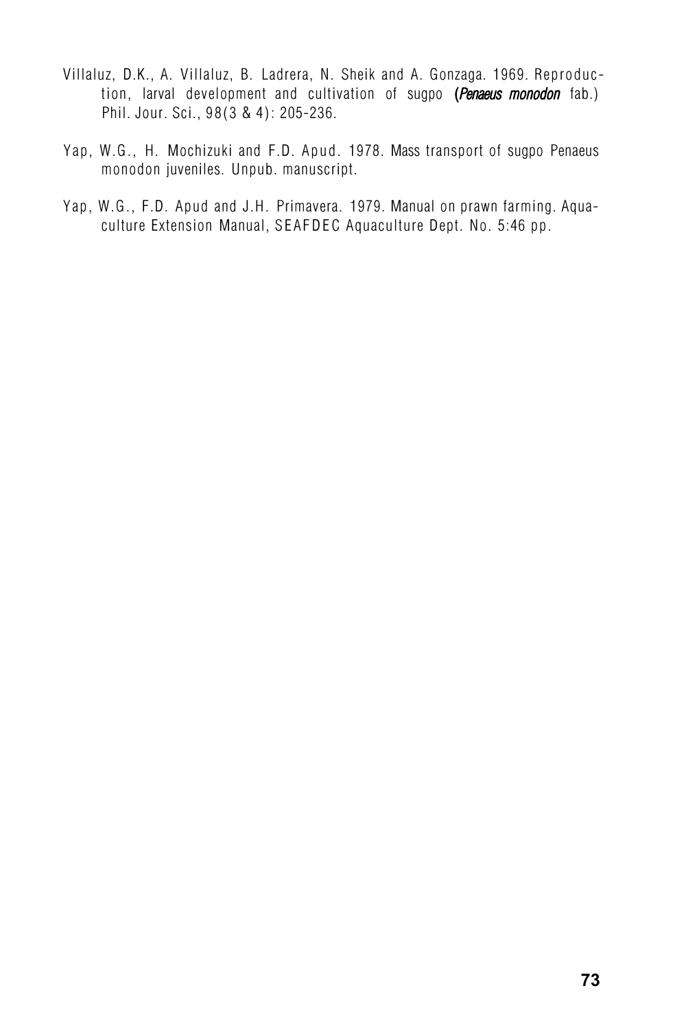Villaluz, D.K., A. Villaluz, B. Ladrera, N. Sheik and A. Gonzaga. 1969. Reproduction, larval development and cultivation of sugpo (*Penaeus monodon* fab.) Phil. Jour. Sci., 98(3 & 4): 205-236.

Yap, W.G., H. Mochizuki and F.D. Apud. 1978. Mass transport of sugpo Penaeus monodon juveniles. Unpub. manuscript.

Yap, W.G., F.D. Apud and J.H. Primavera. 1979. Manual on prawn farming. Aquaculture Extension Manual, SEAFDEC Aquaculture Dept. No. 5:46 pp.